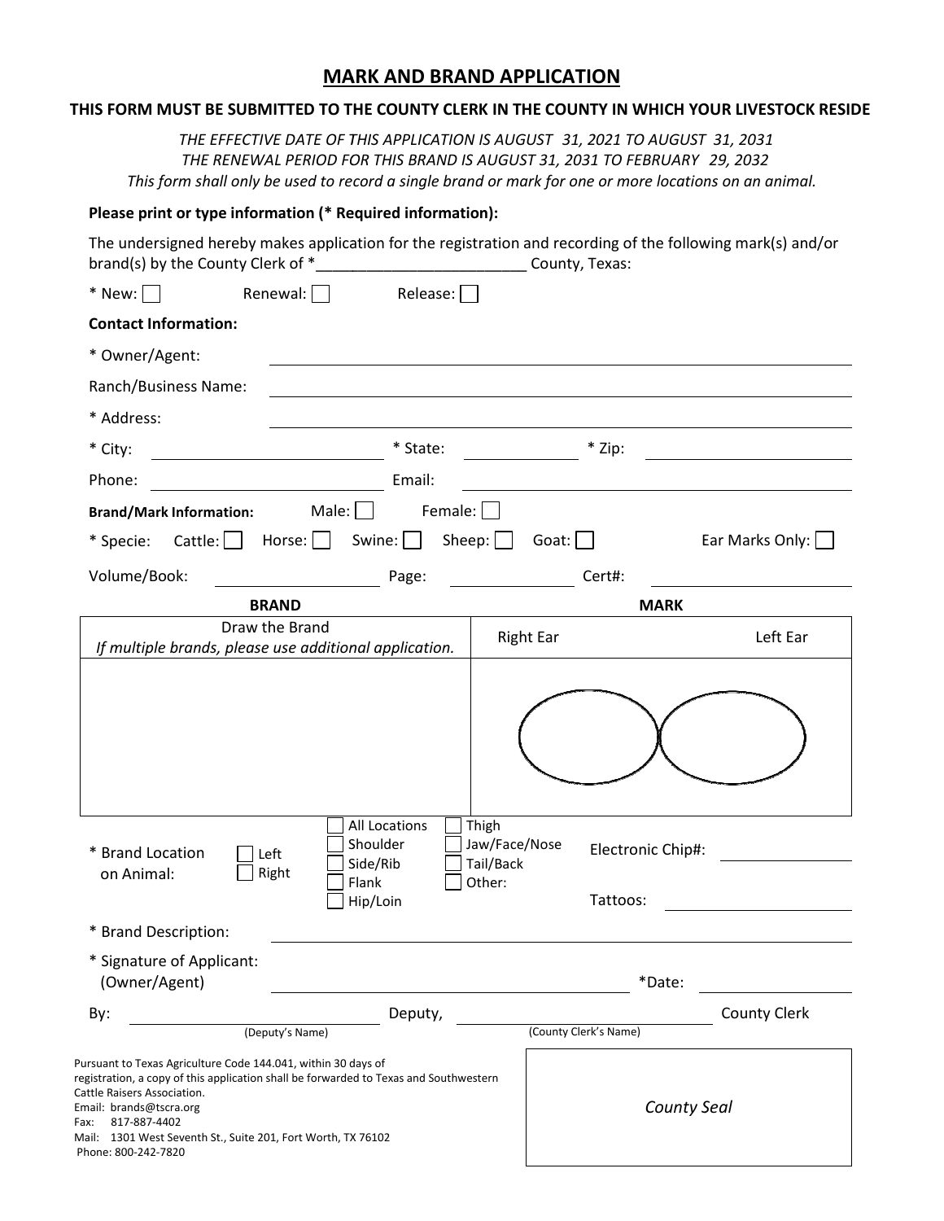# MARK AND BRAND APPLICATION

**THIS FORM MUST BE SUBMITTED TO THE COUNTY CLERK IN THE COUNTY IN WHICH YOUR LIVESTOCK RESIDE**

*THE EFFECTIVE DATE OF THIS APPLICATION IS AUGUST 31, 2021 TO AUGUST 31, 2031*
*THE RENEWAL PERIOD FOR THIS BRAND IS AUGUST 31, 2031 TO FEBRUARY 29, 2032*
*This form shall only be used to record a single brand or mark for one or more locations on an animal.*

**Please print or type information (* Required information):**

The undersigned hereby makes application for the registration and recording of the following mark(s) and/or brand(s) by the County Clerk of *_________________________ County, Texas:

* New: ☐ Renewal: ☐ Release: ☐

**Contact Information:**

* Owner/Agent: ____________________

Ranch/Business Name: ____________________

* Address: ____________________

* City: __________ * State: __________ * Zip: __________

Phone: __________ Email: __________

**Brand/Mark Information:** Male: ☐ Female: ☐

* Specie: Cattle: ☐ Horse: ☐ Swine: ☐ Sheep: ☐ Goat: ☐ Ear Marks Only: ☐

Volume/Book: __________ Page: __________ Cert#: __________

| BRAND | MARK | |
|---|---|---|
| Draw the Brand *If multiple brands, please use additional application.* | Right Ear | Left Ear |
| | | |

* Brand Location on Animal: ☐ Left ☐ Right

☐ All Locations ☐ Shoulder ☐ Side/Rib ☐ Flank ☐ Hip/Loin ☐ Thigh ☐ Jaw/Face/Nose ☐ Tail/Back ☐ Other:

Electronic Chip#: __________

Tattoos: __________

* Brand Description: ____________________

* Signature of Applicant: (Owner/Agent) ____________________ *Date: __________

By: ____________________ Deputy, ____________________ County Clerk
(Deputy's Name) (County Clerk's Name)

Pursuant to Texas Agriculture Code 144.041, within 30 days of registration, a copy of this application shall be forwarded to Texas and Southwestern Cattle Raisers Association.
Email: brands@tscra.org
Fax: 817-887-4402
Mail: 1301 West Seventh St., Suite 201, Fort Worth, TX 76102
Phone: 800-242-7820

*County Seal*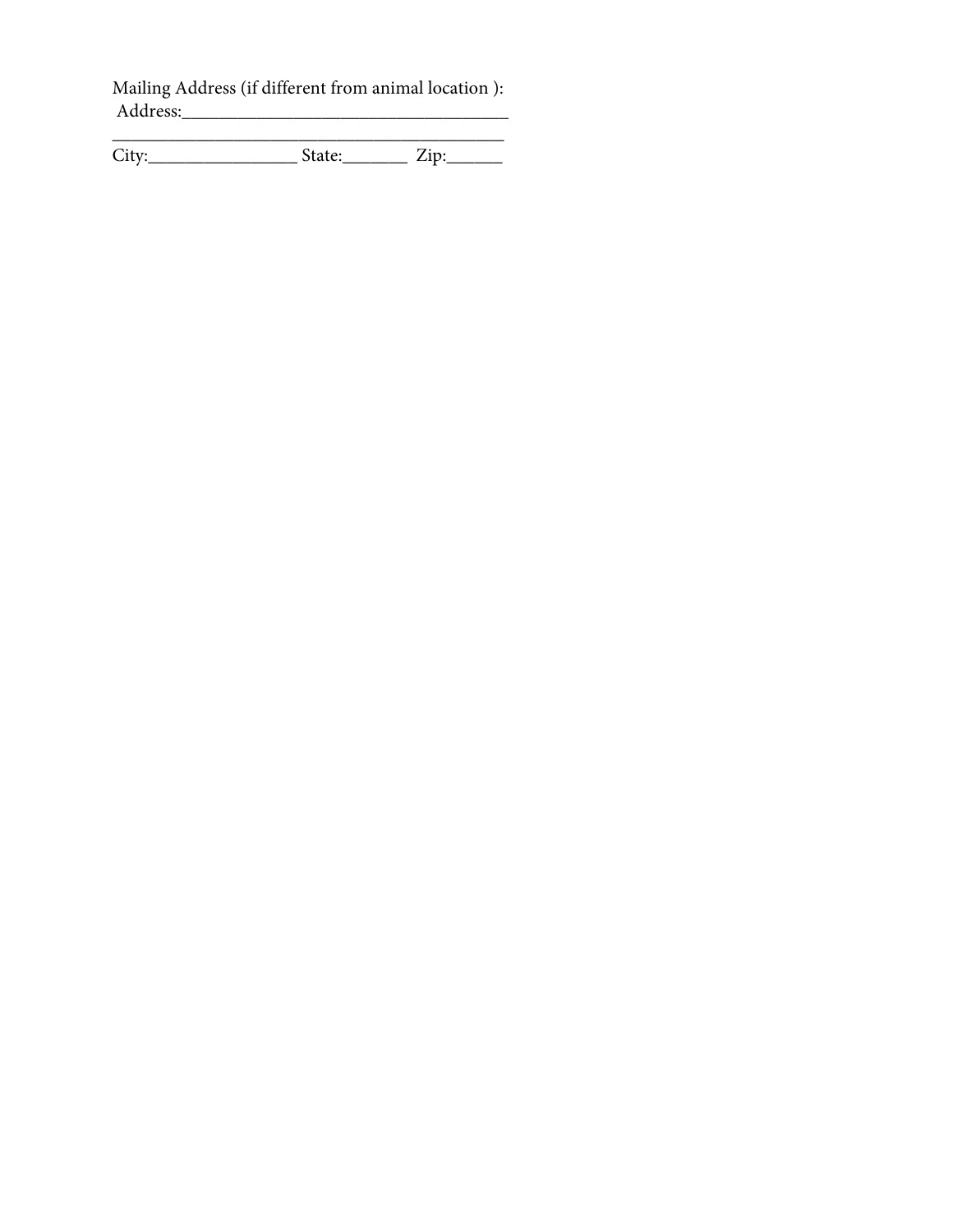Mailing Address (if different from animal location ):
Address:____________________________________
____________________________________________
City:_________________ State:_______ Zip:______